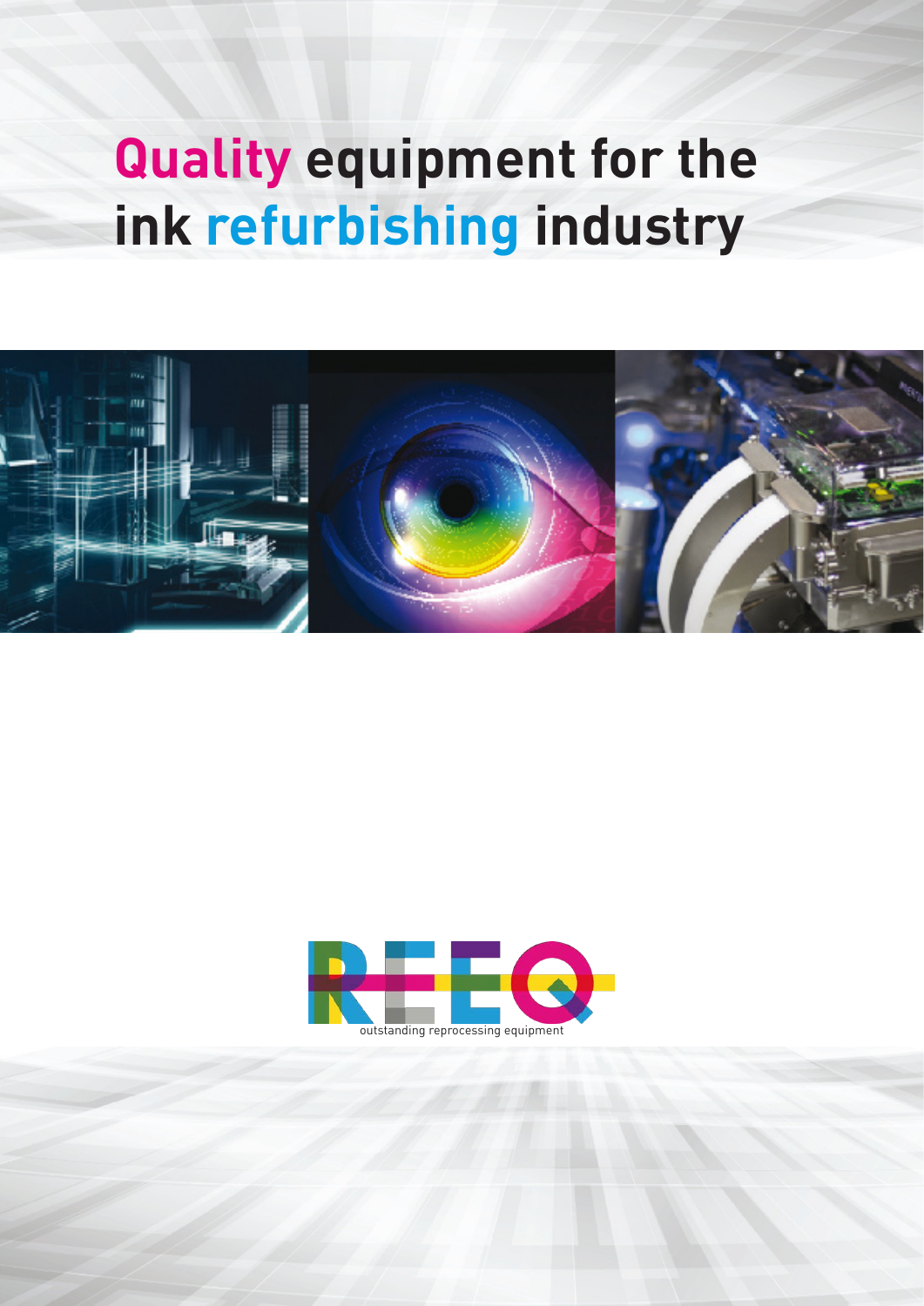# Quality equipment for the ink refurbishing industry

REEQ

outstanding reprocessing equipment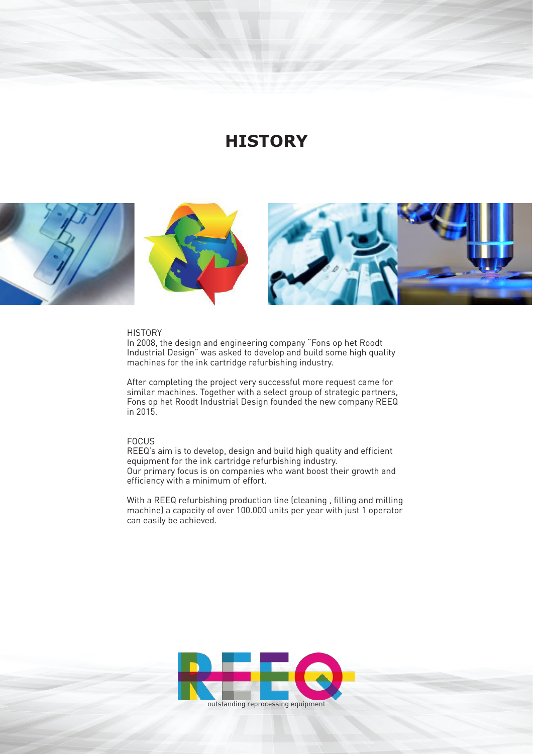# HISTORY

HISTORY

In 2008, the design and engineering company "Fons op het Roodt Industrial Design" was asked to develop and build some high quality machines for the ink cartridge refurbishing industry.

After completing the project very successful more request came for similar machines. Together with a select group of strategic partners, Fons op het Roodt Industrial Design founded the new company REEQ in 2015.

FOCUS

REEQ's aim is to develop, design and build high quality and efficient equipment for the ink cartridge refurbishing industry.
Our primary focus is on companies who want boost their growth and efficiency with a minimum of effort.

With a REEQ refurbishing production line (cleaning , filling and milling machine) a capacity of over 100.000 units per year with just 1 operator can easily be achieved.

REEQ
outstanding reprocessing equipment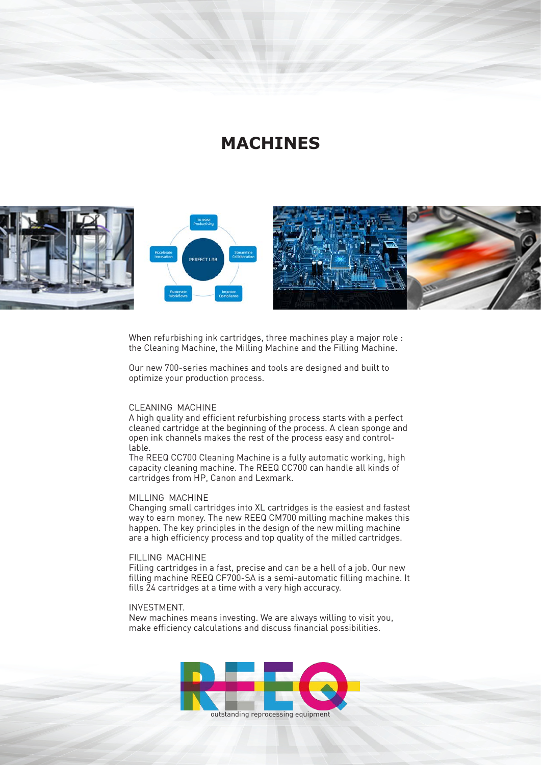# MACHINES

When refurbishing ink cartridges, three machines play a major role : the Cleaning Machine, the Milling Machine and the Filling Machine.

Our new 700-series machines and tools are designed and built to optimize your production process.

CLEANING MACHINE

A high quality and efficient refurbishing process starts with a perfect cleaned cartridge at the beginning of the process. A clean sponge and open ink channels makes the rest of the process easy and control-lable.

The REEQ CC700 Cleaning Machine is a fully automatic working, high capacity cleaning machine. The REEQ CC700 can handle all kinds of cartridges from HP, Canon and Lexmark.

MILLING MACHINE

Changing small cartridges into XL cartridges is the easiest and fastest way to earn money. The new REEQ CM700 milling machine makes this happen. The key principles in the design of the new milling machine are a high efficiency process and top quality of the milled cartridges.

FILLING MACHINE

Filling cartridges in a fast, precise and can be a hell of a job. Our new filling machine REEQ CF700-SA is a semi-automatic filling machine. It fills 24 cartridges at a time with a very high accuracy.

INVESTMENT.

New machines means investing. We are always willing to visit you, make efficiency calculations and discuss financial possibilities.

REEQ

outstanding reprocessing equipment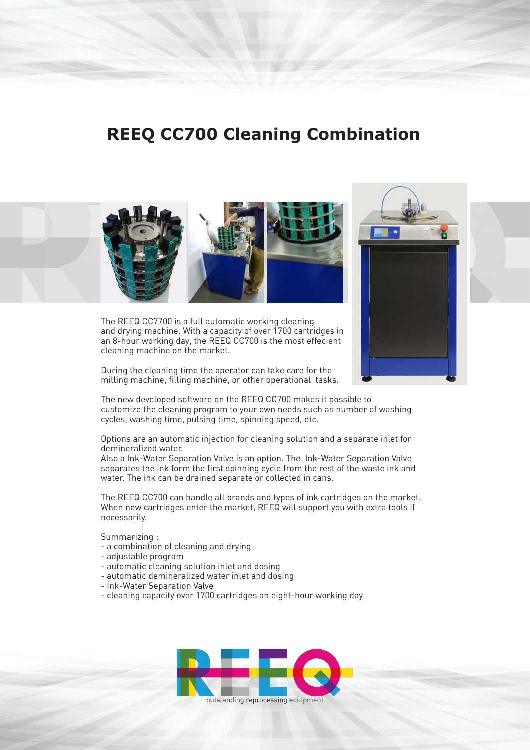# REEQ CC700 Cleaning Combination

The REEQ CC7700 is a full automatic working cleaning and drying machine. With a capacity of over 1700 cartridges in an 8-hour working day, the REEQ CC700 is the most effecient cleaning machine on the market.

During the cleaning time the operator can take care for the milling machine, filling machine, or other operational tasks.

The new developed software on the REEQ CC700 makes it possible to customize the cleaning program to your own needs such as number of washing cycles, washing time, pulsing time, spinning speed, etc.

Options are an automatic injection for cleaning solution and a separate inlet for demineralized water.
Also a Ink-Water Separation Valve is an option. The Ink-Water Separation Valve separates the ink form the first spinning cycle from the rest of the waste ink and water. The ink can be drained separate or collected in cans.

The REEQ CC700 can handle all brands and types of ink cartridges on the market. When new cartridges enter the market, REEQ will support you with extra tools if necessarily.

Summarizing :

- a combination of cleaning and drying
- adjustable program
- automatic cleaning solution inlet and dosing
- automatic demineralized water inlet and dosing
- Ink-Water Separation Valve
- cleaning capacity over 1700 cartridges an eight-hour working day

REEQ
outstanding reprocessing equipment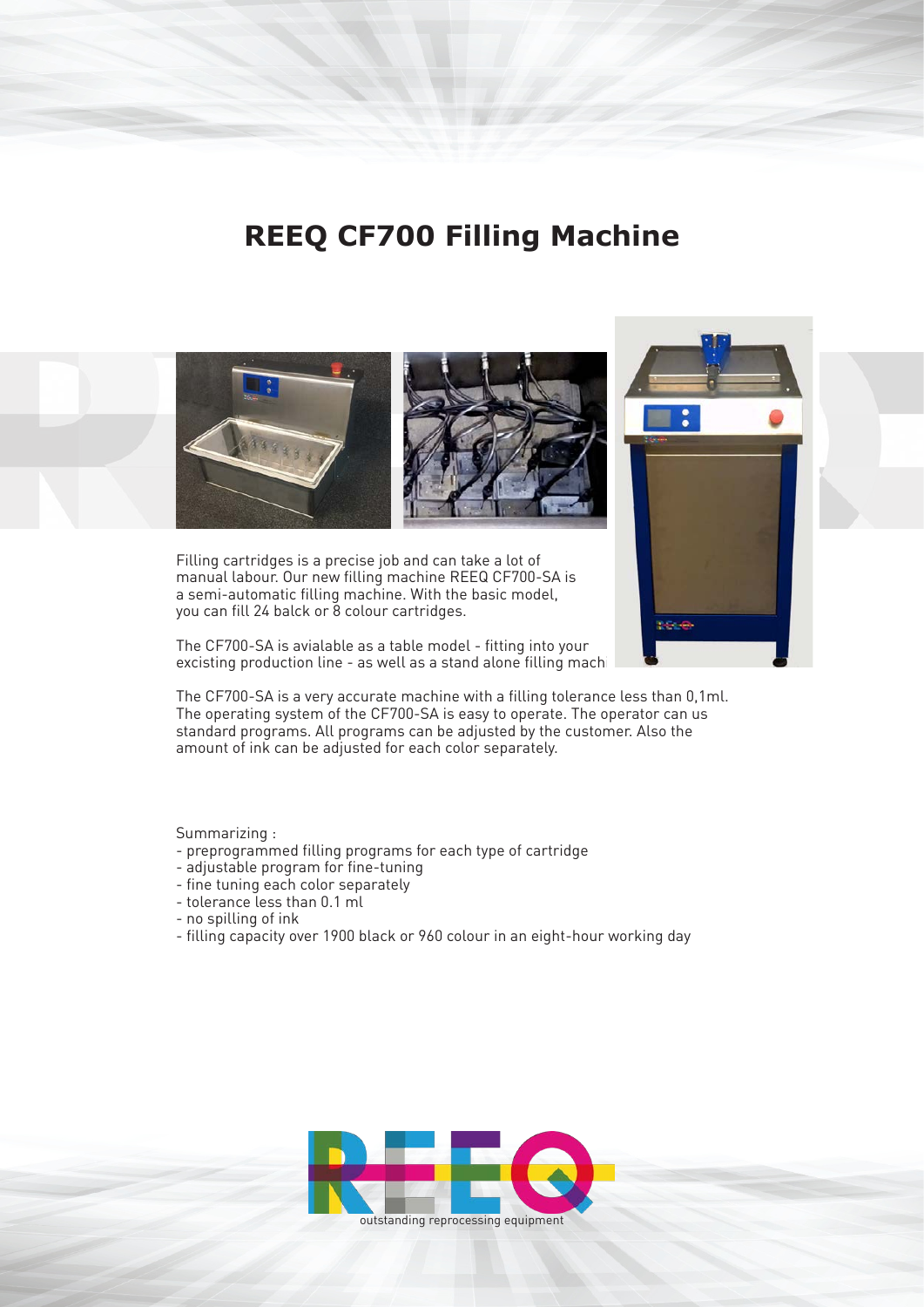# REEQ CF700 Filling Machine

Filling cartridges is a precise job and can take a lot of manual labour. Our new filling machine REEQ CF700-SA is a semi-automatic filling machine. With the basic model, you can fill 24 balck or 8 colour cartridges.

The CF700-SA is avialable as a table model - fitting into your excisting production line - as well as a stand alone filling mach

The CF700-SA is a very accurate machine with a filling tolerance less than 0,1ml. The operating system of the CF700-SA is easy to operate. The operator can us standard programs. All programs can be adjusted by the customer. Also the amount of ink can be adjusted for each color separately.

Summarizing :

- preprogrammed filling programs for each type of cartridge
- adjustable program for fine-tuning
- fine tuning each color separately
- tolerance less than 0.1 ml
- no spilling of ink
- filling capacity over 1900 black or 960 colour in an eight-hour working day

REEQ

outstanding reprocessing equipment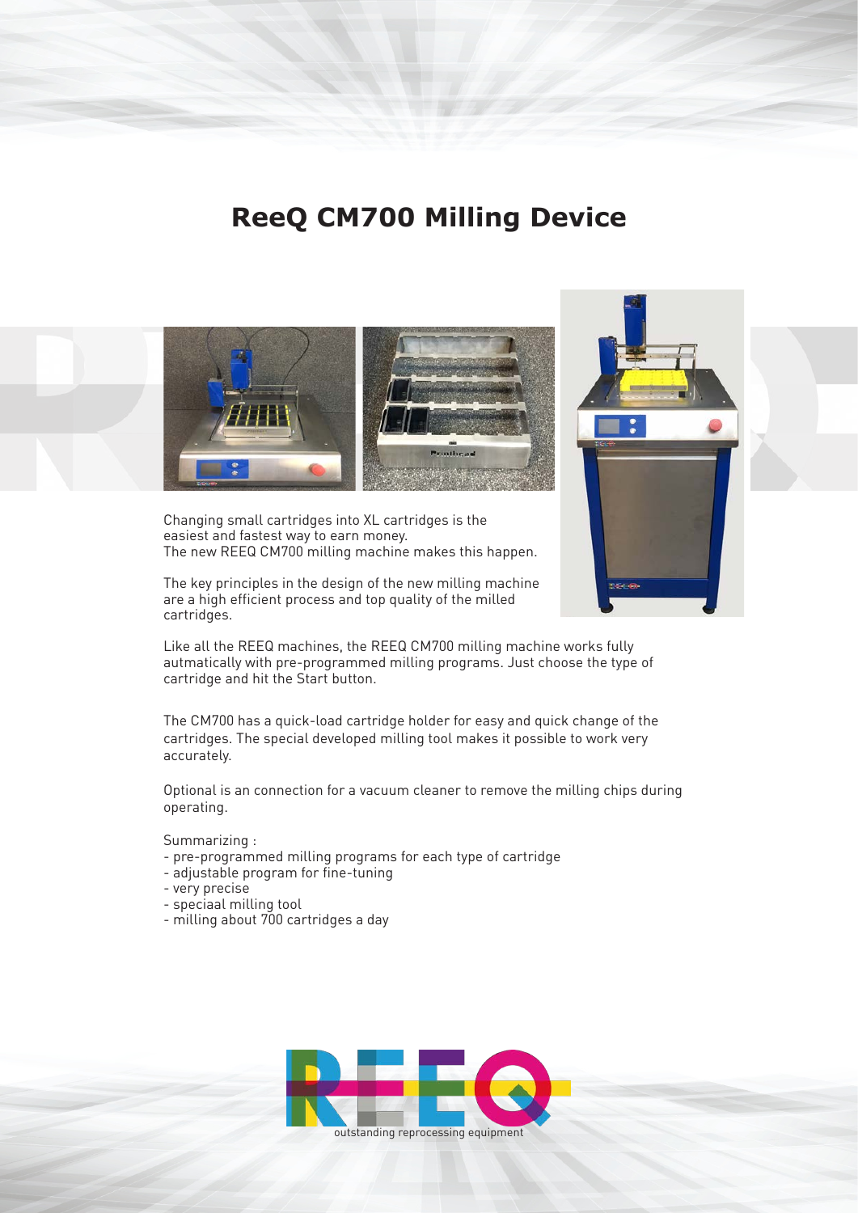# ReeQ CM700 Milling Device

Changing small cartridges into XL cartridges is the easiest and fastest way to earn money.
The new REEQ CM700 milling machine makes this happen.

The key principles in the design of the new milling machine are a high efficient process and top quality of the milled cartridges.

Like all the REEQ machines, the REEQ CM700 milling machine works fully autmatically with pre-programmed milling programs. Just choose the type of cartridge and hit the Start button.

The CM700 has a quick-load cartridge holder for easy and quick change of the cartridges. The special developed milling tool makes it possible to work very accurately.

Optional is an connection for a vacuum cleaner to remove the milling chips during operating.

Summarizing :

- pre-programmed milling programs for each type of cartridge
- adjustable program for fine-tuning
- very precise
- speciaal milling tool
- milling about 700 cartridges a day

REEQ
outstanding reprocessing equipment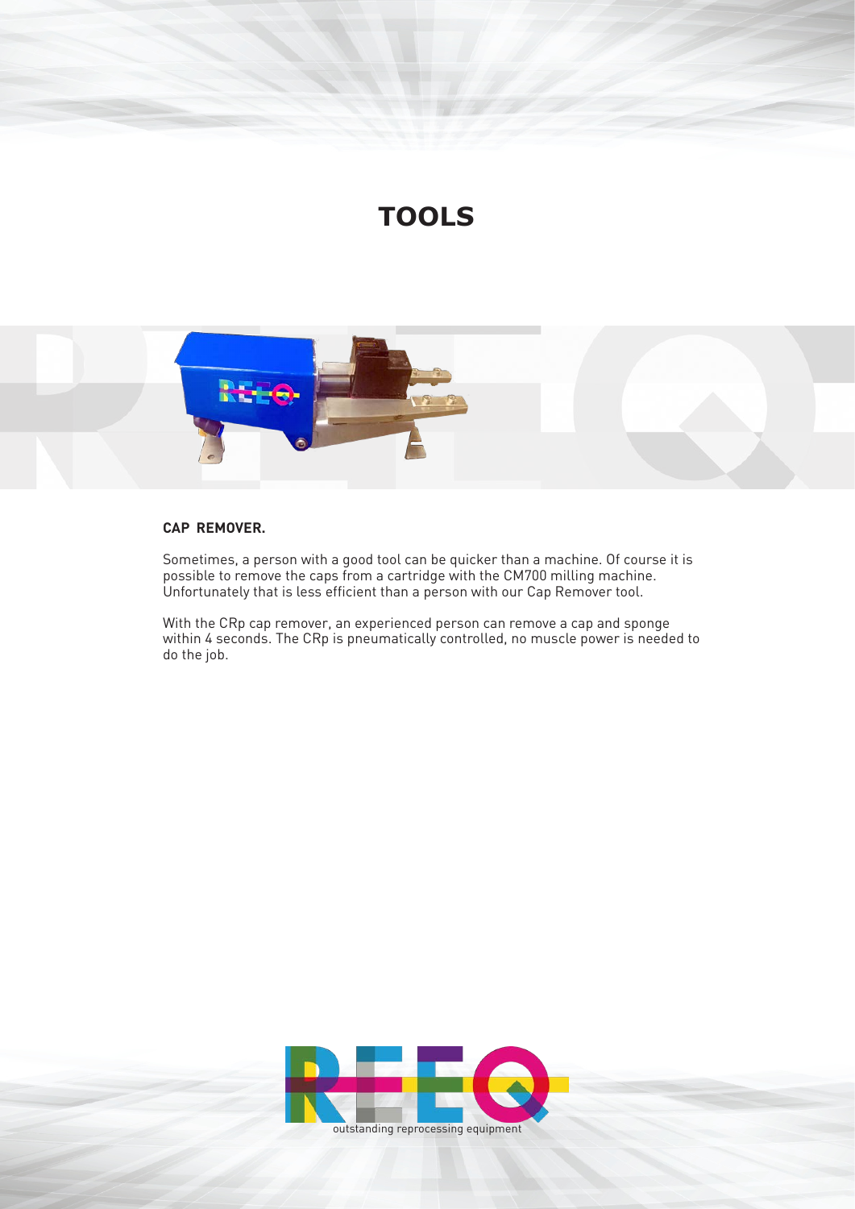# TOOLS

**CAP REMOVER.**

Sometimes, a person with a good tool can be quicker than a machine. Of course it is possible to remove the caps from a cartridge with the CM700 milling machine. Unfortunately that is less efficient than a person with our Cap Remover tool.

With the CRp cap remover, an experienced person can remove a cap and sponge within 4 seconds. The CRp is pneumatically controlled, no muscle power is needed to do the job.

outstanding reprocessing equipment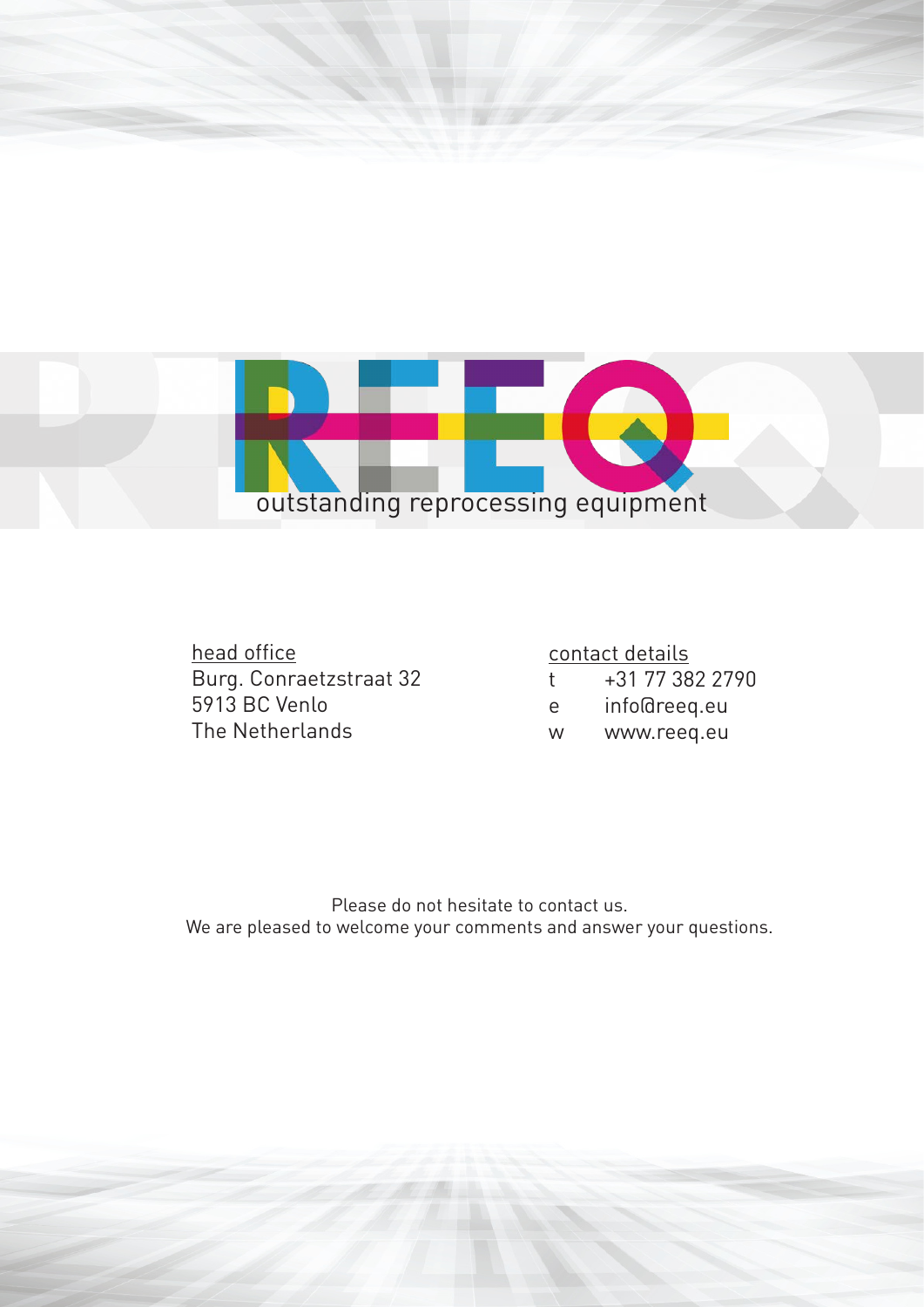REEQ

outstanding reprocessing equipment

head office
Burg. Conraetzstraat 32
5913 BC Venlo
The Netherlands

contact details
t +31 77 382 2790
e info@reeq.eu
w www.reeq.eu

Please do not hesitate to contact us.
We are pleased to welcome your comments and answer your questions.